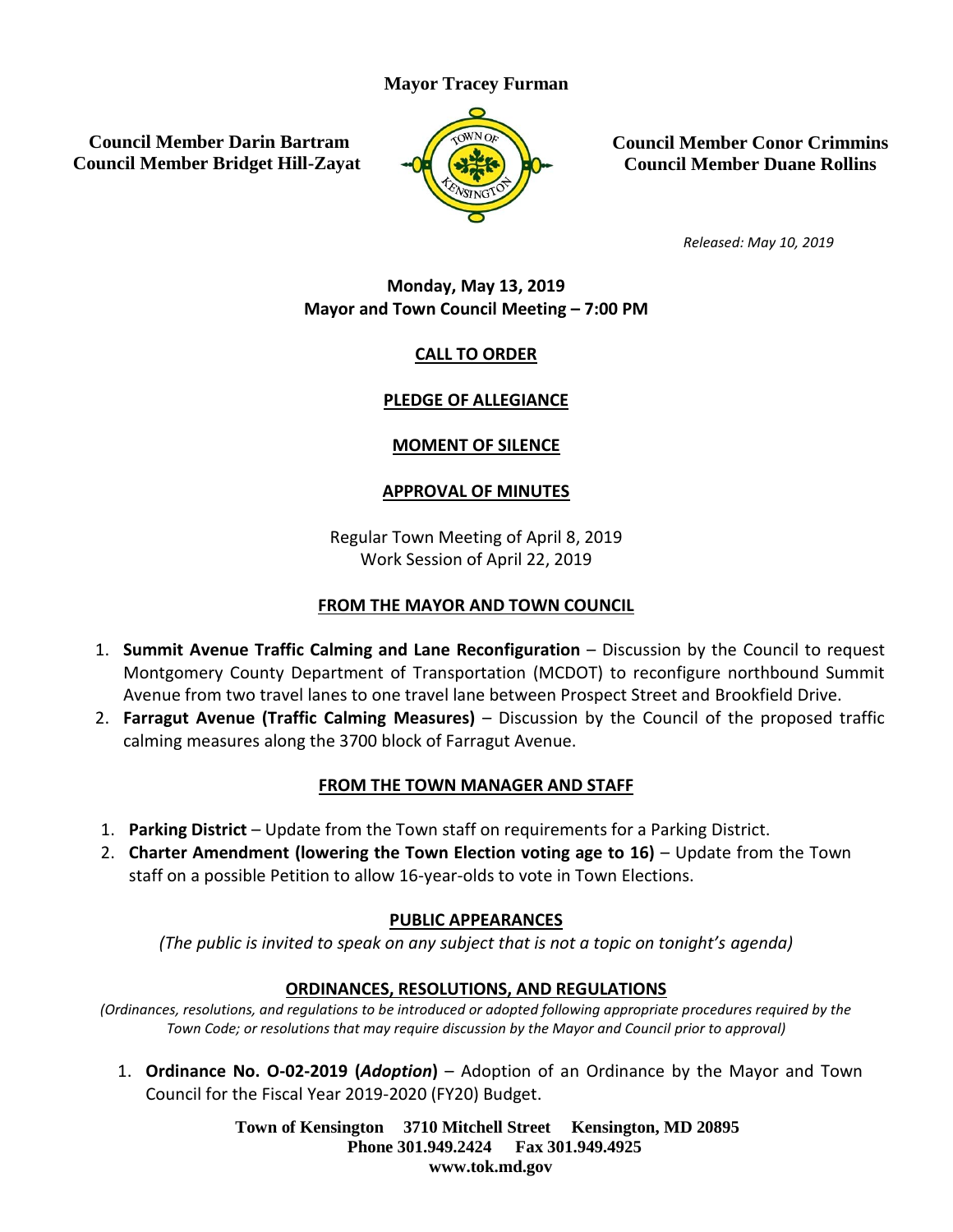**Mayor Tracey Furman**

**Council Member Darin Bartram**
**Council Member Bridget Hill-Zayat**

**Council Member Conor Crimmins**
**Council Member Duane Rollins**

*Released: May 10, 2019*

**Monday, May 13, 2019**
**Mayor and Town Council Meeting – 7:00 PM**

## CALL TO ORDER

## PLEDGE OF ALLEGIANCE

## MOMENT OF SILENCE

## APPROVAL OF MINUTES

Regular Town Meeting of April 8, 2019
Work Session of April 22, 2019

## FROM THE MAYOR AND TOWN COUNCIL

1. **Summit Avenue Traffic Calming and Lane Reconfiguration** – Discussion by the Council to request Montgomery County Department of Transportation (MCDOT) to reconfigure northbound Summit Avenue from two travel lanes to one travel lane between Prospect Street and Brookfield Drive.
2. **Farragut Avenue (Traffic Calming Measures)** – Discussion by the Council of the proposed traffic calming measures along the 3700 block of Farragut Avenue.

## FROM THE TOWN MANAGER AND STAFF

1. **Parking District** – Update from the Town staff on requirements for a Parking District.
2. **Charter Amendment (lowering the Town Election voting age to 16)** – Update from the Town staff on a possible Petition to allow 16-year-olds to vote in Town Elections.

## PUBLIC APPEARANCES

*(The public is invited to speak on any subject that is not a topic on tonight's agenda)*

## ORDINANCES, RESOLUTIONS, AND REGULATIONS

*(Ordinances, resolutions, and regulations to be introduced or adopted following appropriate procedures required by the Town Code; or resolutions that may require discussion by the Mayor and Council prior to approval)*

1. **Ordinance No. O-02-2019 (*Adoption*)** – Adoption of an Ordinance by the Mayor and Town Council for the Fiscal Year 2019-2020 (FY20) Budget.

**Town of Kensington 3710 Mitchell Street Kensington, MD 20895**
**Phone 301.949.2424 Fax 301.949.4925**
**www.tok.md.gov**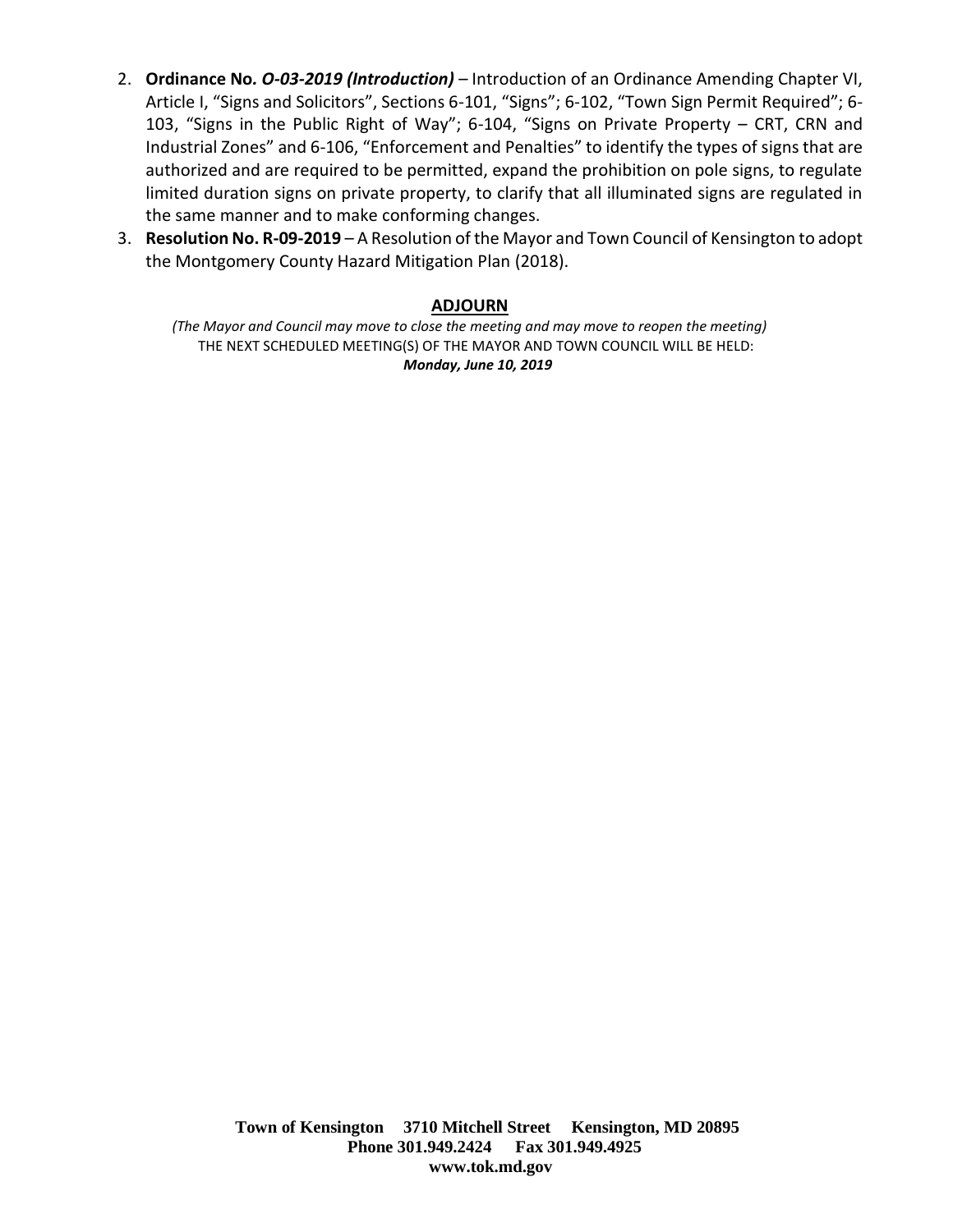2. **Ordinance No. *O-03-2019 (Introduction)*** – Introduction of an Ordinance Amending Chapter VI, Article I, "Signs and Solicitors", Sections 6-101, "Signs"; 6-102, "Town Sign Permit Required"; 6-103, "Signs in the Public Right of Way"; 6-104, "Signs on Private Property – CRT, CRN and Industrial Zones" and 6-106, "Enforcement and Penalties" to identify the types of signs that are authorized and are required to be permitted, expand the prohibition on pole signs, to regulate limited duration signs on private property, to clarify that all illuminated signs are regulated in the same manner and to make conforming changes.
3. **Resolution No. R-09-2019** – A Resolution of the Mayor and Town Council of Kensington to adopt the Montgomery County Hazard Mitigation Plan (2018).

## ADJOURN

*(The Mayor and Council may move to close the meeting and may move to reopen the meeting)*

THE NEXT SCHEDULED MEETING(S) OF THE MAYOR AND TOWN COUNCIL WILL BE HELD:

***Monday, June 10, 2019***

**Town of Kensington 3710 Mitchell Street Kensington, MD 20895**
**Phone 301.949.2424 Fax 301.949.4925**
**www.tok.md.gov**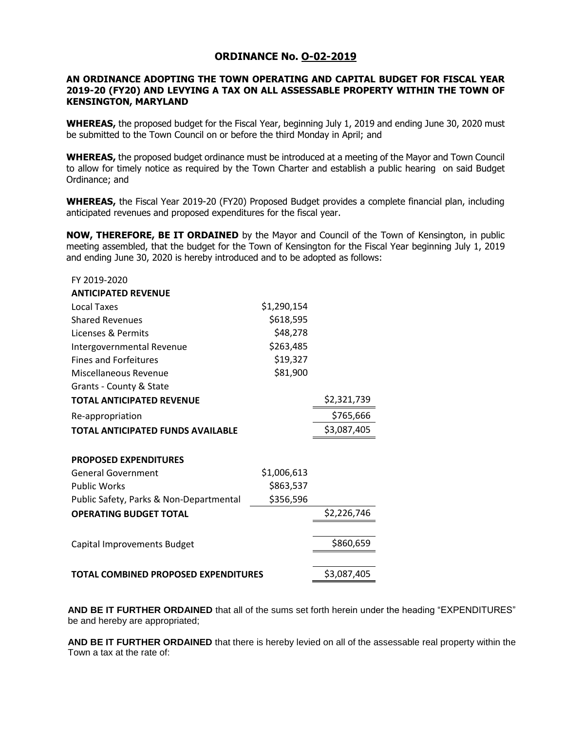## ORDINANCE No. O-02-2019

### AN ORDINANCE ADOPTING THE TOWN OPERATING AND CAPITAL BUDGET FOR FISCAL YEAR 2019-20 (FY20) AND LEVYING A TAX ON ALL ASSESSABLE PROPERTY WITHIN THE TOWN OF KENSINGTON, MARYLAND

**WHEREAS,** the proposed budget for the Fiscal Year, beginning July 1, 2019 and ending June 30, 2020 must be submitted to the Town Council on or before the third Monday in April; and

**WHEREAS,** the proposed budget ordinance must be introduced at a meeting of the Mayor and Town Council to allow for timely notice as required by the Town Charter and establish a public hearing on said Budget Ordinance; and

**WHEREAS,** the Fiscal Year 2019-20 (FY20) Proposed Budget provides a complete financial plan, including anticipated revenues and proposed expenditures for the fiscal year.

**NOW, THEREFORE, BE IT ORDAINED** by the Mayor and Council of the Town of Kensington, in public meeting assembled, that the budget for the Town of Kensington for the Fiscal Year beginning July 1, 2019 and ending June 30, 2020 is hereby introduced and to be adopted as follows:

| FY 2019-2020 | | |
|---|---|---|
| **ANTICIPATED REVENUE** | | |
| Local Taxes | $1,290,154 | |
| Shared Revenues | $618,595 | |
| Licenses & Permits | $48,278 | |
| Intergovernmental Revenue | $263,485 | |
| Fines and Forfeitures | $19,327 | |
| Miscellaneous Revenue | $81,900 | |
| Grants - County & State | | |
| **TOTAL ANTICIPATED REVENUE** | | $2,321,739 |
| Re-appropriation | | $765,666 |
| **TOTAL ANTICIPATED FUNDS AVAILABLE** | | $3,087,405 |
| | | |
| **PROPOSED EXPENDITURES** | | |
| General Government | $1,006,613 | |
| Public Works | $863,537 | |
| Public Safety, Parks & Non-Departmental | $356,596 | |
| **OPERATING BUDGET TOTAL** | | $2,226,746 |
| | | |
| Capital Improvements Budget | | $860,659 |
| | | |
| **TOTAL COMBINED PROPOSED EXPENDITURES** | | $3,087,405 |

**AND BE IT FURTHER ORDAINED** that all of the sums set forth herein under the heading "EXPENDITURES" be and hereby are appropriated;

**AND BE IT FURTHER ORDAINED** that there is hereby levied on all of the assessable real property within the Town a tax at the rate of: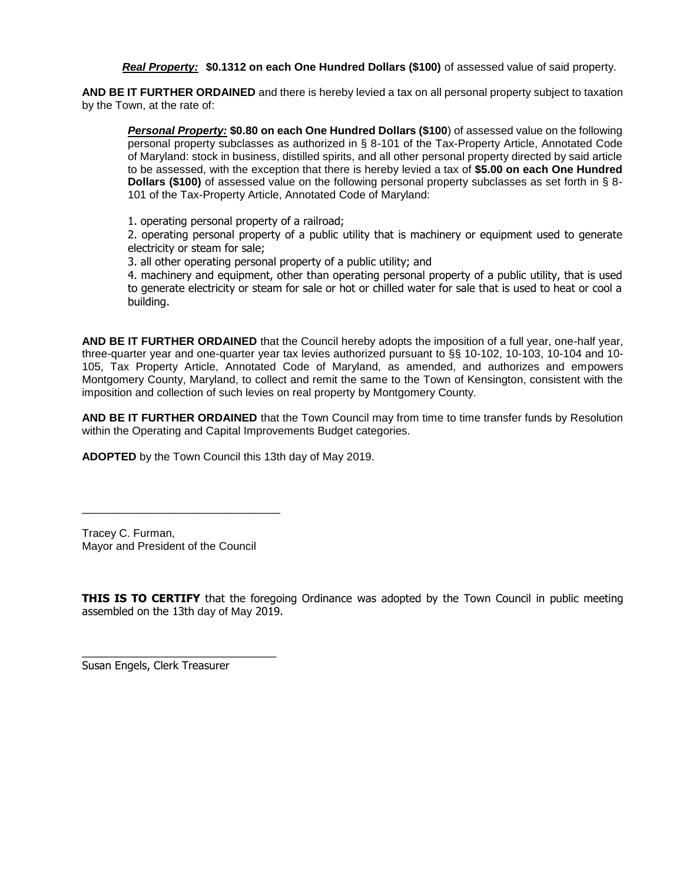***Real Property:*** **$0.1312 on each One Hundred Dollars ($100)** of assessed value of said property.

**AND BE IT FURTHER ORDAINED** and there is hereby levied a tax on all personal property subject to taxation by the Town, at the rate of:

> ***Personal Property:*** **$0.80 on each One Hundred Dollars ($100**) of assessed value on the following personal property subclasses as authorized in § 8-101 of the Tax-Property Article, Annotated Code of Maryland: stock in business, distilled spirits, and all other personal property directed by said article to be assessed, with the exception that there is hereby levied a tax of **$5.00 on each One Hundred Dollars ($100)** of assessed value on the following personal property subclasses as set forth in § 8-101 of the Tax-Property Article, Annotated Code of Maryland:
>
> 1. operating personal property of a railroad;
> 2. operating personal property of a public utility that is machinery or equipment used to generate electricity or steam for sale;
> 3. all other operating personal property of a public utility; and
> 4. machinery and equipment, other than operating personal property of a public utility, that is used to generate electricity or steam for sale or hot or chilled water for sale that is used to heat or cool a building.

**AND BE IT FURTHER ORDAINED** that the Council hereby adopts the imposition of a full year, one-half year, three-quarter year and one-quarter year tax levies authorized pursuant to §§ 10-102, 10-103, 10-104 and 10-105, Tax Property Article, Annotated Code of Maryland, as amended, and authorizes and empowers Montgomery County, Maryland, to collect and remit the same to the Town of Kensington, consistent with the imposition and collection of such levies on real property by Montgomery County.

**AND BE IT FURTHER ORDAINED** that the Town Council may from time to time transfer funds by Resolution within the Operating and Capital Improvements Budget categories.

**ADOPTED** by the Town Council this 13th day of May 2019.

\_\_\_\_\_\_\_\_\_\_\_\_\_\_\_\_\_\_\_\_\_\_\_\_\_\_\_\_\_\_\_\_

Tracey C. Furman,
Mayor and President of the Council

**THIS IS TO CERTIFY** that the foregoing Ordinance was adopted by the Town Council in public meeting assembled on the 13th day of May 2019.

\_\_\_\_\_\_\_\_\_\_\_\_\_\_\_\_\_\_\_\_\_\_\_\_\_\_\_\_\_\_\_\_

Susan Engels, Clerk Treasurer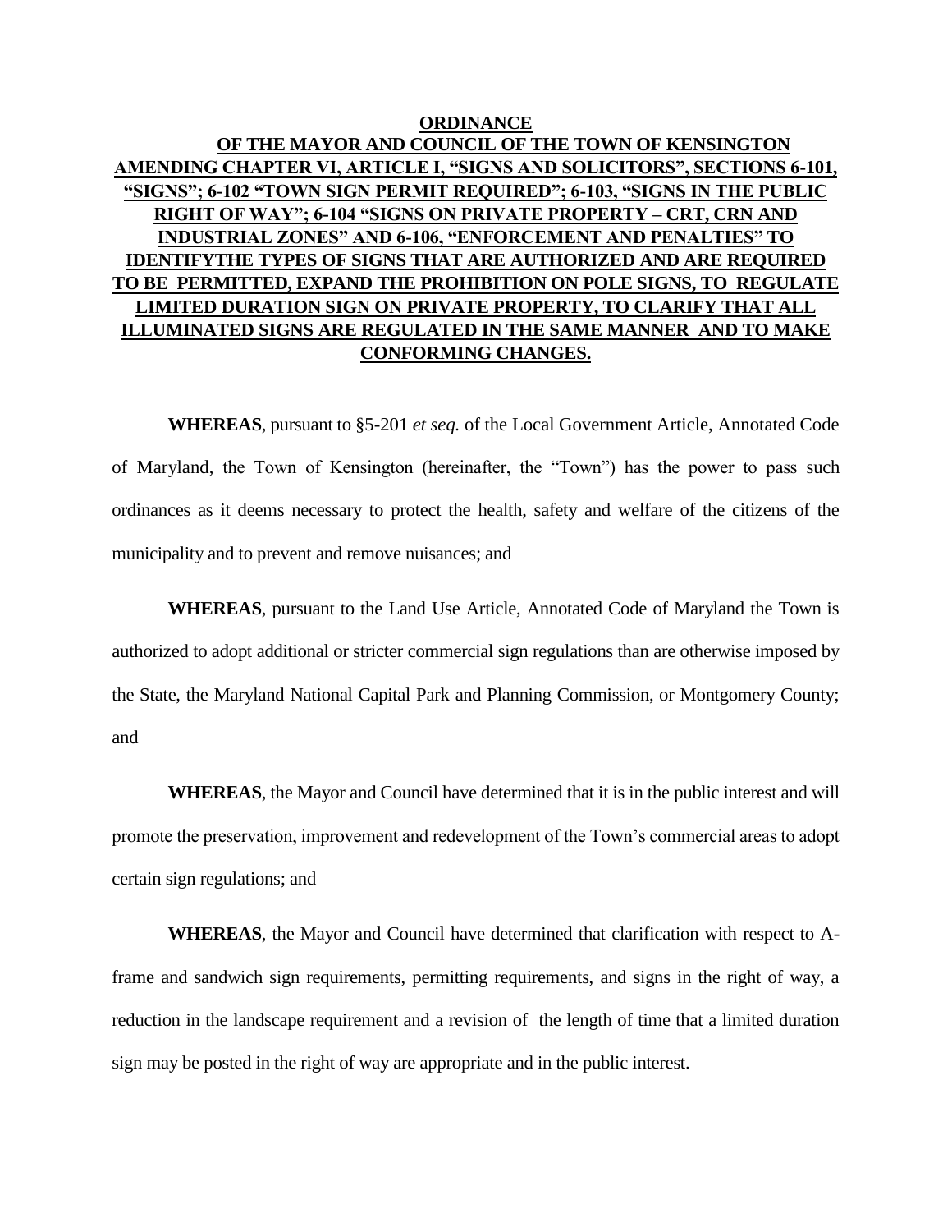**ORDINANCE**

**OF THE MAYOR AND COUNCIL OF THE TOWN OF KENSINGTON AMENDING CHAPTER VI, ARTICLE I, "SIGNS AND SOLICITORS", SECTIONS 6-101, "SIGNS"; 6-102 "TOWN SIGN PERMIT REQUIRED"; 6-103, "SIGNS IN THE PUBLIC RIGHT OF WAY"; 6-104 "SIGNS ON PRIVATE PROPERTY – CRT, CRN AND INDUSTRIAL ZONES" AND 6-106, "ENFORCEMENT AND PENALTIES" TO IDENTIFYTHE TYPES OF SIGNS THAT ARE AUTHORIZED AND ARE REQUIRED TO BE PERMITTED, EXPAND THE PROHIBITION ON POLE SIGNS, TO REGULATE LIMITED DURATION SIGN ON PRIVATE PROPERTY, TO CLARIFY THAT ALL ILLUMINATED SIGNS ARE REGULATED IN THE SAME MANNER AND TO MAKE CONFORMING CHANGES.**

**WHEREAS**, pursuant to §5-201 *et seq.* of the Local Government Article, Annotated Code of Maryland, the Town of Kensington (hereinafter, the "Town") has the power to pass such ordinances as it deems necessary to protect the health, safety and welfare of the citizens of the municipality and to prevent and remove nuisances; and

**WHEREAS**, pursuant to the Land Use Article, Annotated Code of Maryland the Town is authorized to adopt additional or stricter commercial sign regulations than are otherwise imposed by the State, the Maryland National Capital Park and Planning Commission, or Montgomery County; and

**WHEREAS**, the Mayor and Council have determined that it is in the public interest and will promote the preservation, improvement and redevelopment of the Town's commercial areas to adopt certain sign regulations; and

**WHEREAS**, the Mayor and Council have determined that clarification with respect to A-frame and sandwich sign requirements, permitting requirements, and signs in the right of way, a reduction in the landscape requirement and a revision of the length of time that a limited duration sign may be posted in the right of way are appropriate and in the public interest.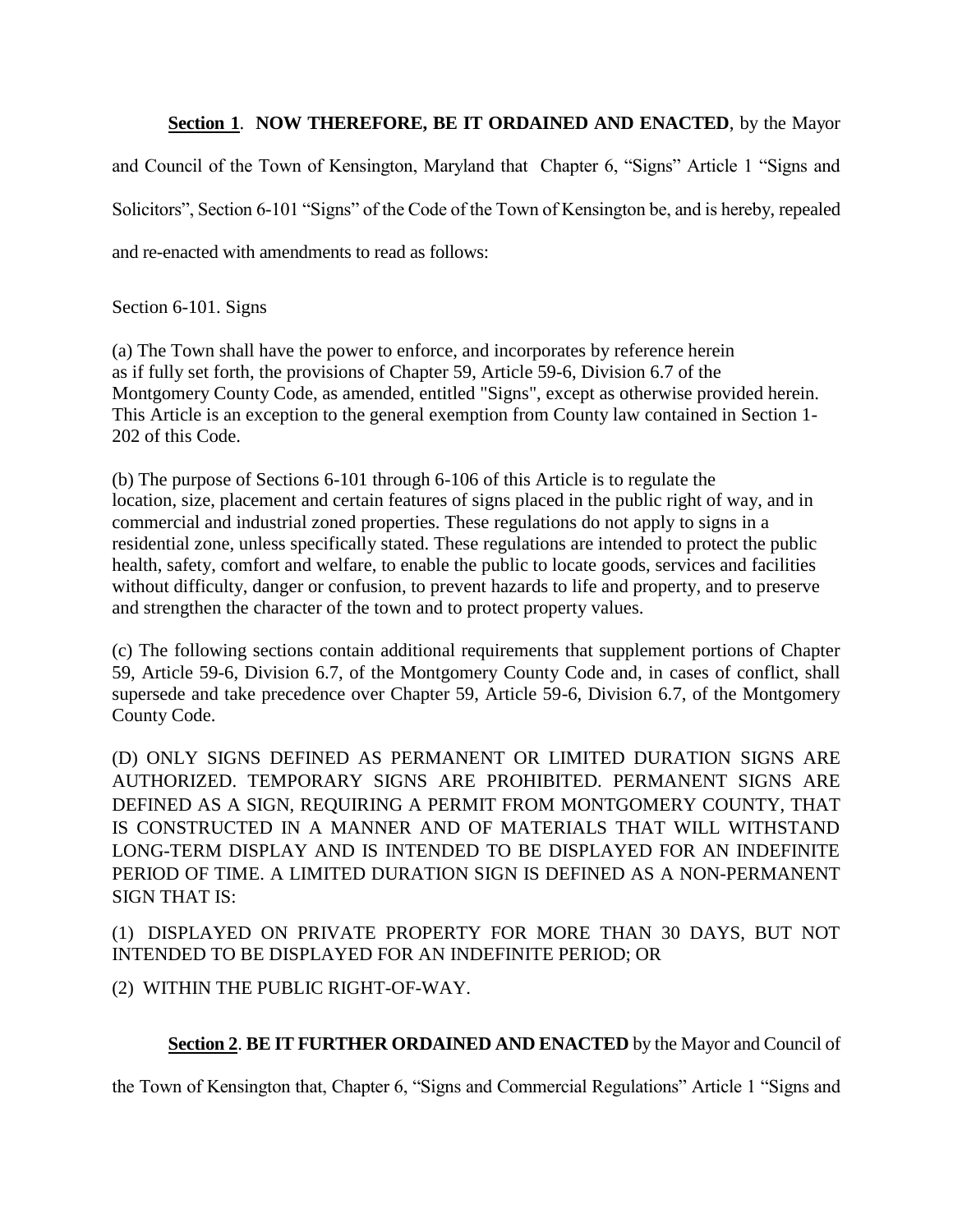**Section 1**. **NOW THEREFORE, BE IT ORDAINED AND ENACTED**, by the Mayor and Council of the Town of Kensington, Maryland that Chapter 6, "Signs" Article 1 "Signs and Solicitors", Section 6-101 "Signs" of the Code of the Town of Kensington be, and is hereby, repealed and re-enacted with amendments to read as follows:

Section 6-101. Signs

(a) The Town shall have the power to enforce, and incorporates by reference herein as if fully set forth, the provisions of Chapter 59, Article 59-6, Division 6.7 of the Montgomery County Code, as amended, entitled "Signs", except as otherwise provided herein. This Article is an exception to the general exemption from County law contained in Section 1-202 of this Code.

(b) The purpose of Sections 6-101 through 6-106 of this Article is to regulate the location, size, placement and certain features of signs placed in the public right of way, and in commercial and industrial zoned properties. These regulations do not apply to signs in a residential zone, unless specifically stated. These regulations are intended to protect the public health, safety, comfort and welfare, to enable the public to locate goods, services and facilities without difficulty, danger or confusion, to prevent hazards to life and property, and to preserve and strengthen the character of the town and to protect property values.

(c) The following sections contain additional requirements that supplement portions of Chapter 59, Article 59-6, Division 6.7, of the Montgomery County Code and, in cases of conflict, shall supersede and take precedence over Chapter 59, Article 59-6, Division 6.7, of the Montgomery County Code.

(D) ONLY SIGNS DEFINED AS PERMANENT OR LIMITED DURATION SIGNS ARE AUTHORIZED. TEMPORARY SIGNS ARE PROHIBITED. PERMANENT SIGNS ARE DEFINED AS A SIGN, REQUIRING A PERMIT FROM MONTGOMERY COUNTY, THAT IS CONSTRUCTED IN A MANNER AND OF MATERIALS THAT WILL WITHSTAND LONG-TERM DISPLAY AND IS INTENDED TO BE DISPLAYED FOR AN INDEFINITE PERIOD OF TIME. A LIMITED DURATION SIGN IS DEFINED AS A NON-PERMANENT SIGN THAT IS:

(1) DISPLAYED ON PRIVATE PROPERTY FOR MORE THAN 30 DAYS, BUT NOT INTENDED TO BE DISPLAYED FOR AN INDEFINITE PERIOD; OR

(2) WITHIN THE PUBLIC RIGHT-OF-WAY.

**Section 2**. **BE IT FURTHER ORDAINED AND ENACTED** by the Mayor and Council of the Town of Kensington that, Chapter 6, "Signs and Commercial Regulations" Article 1 "Signs and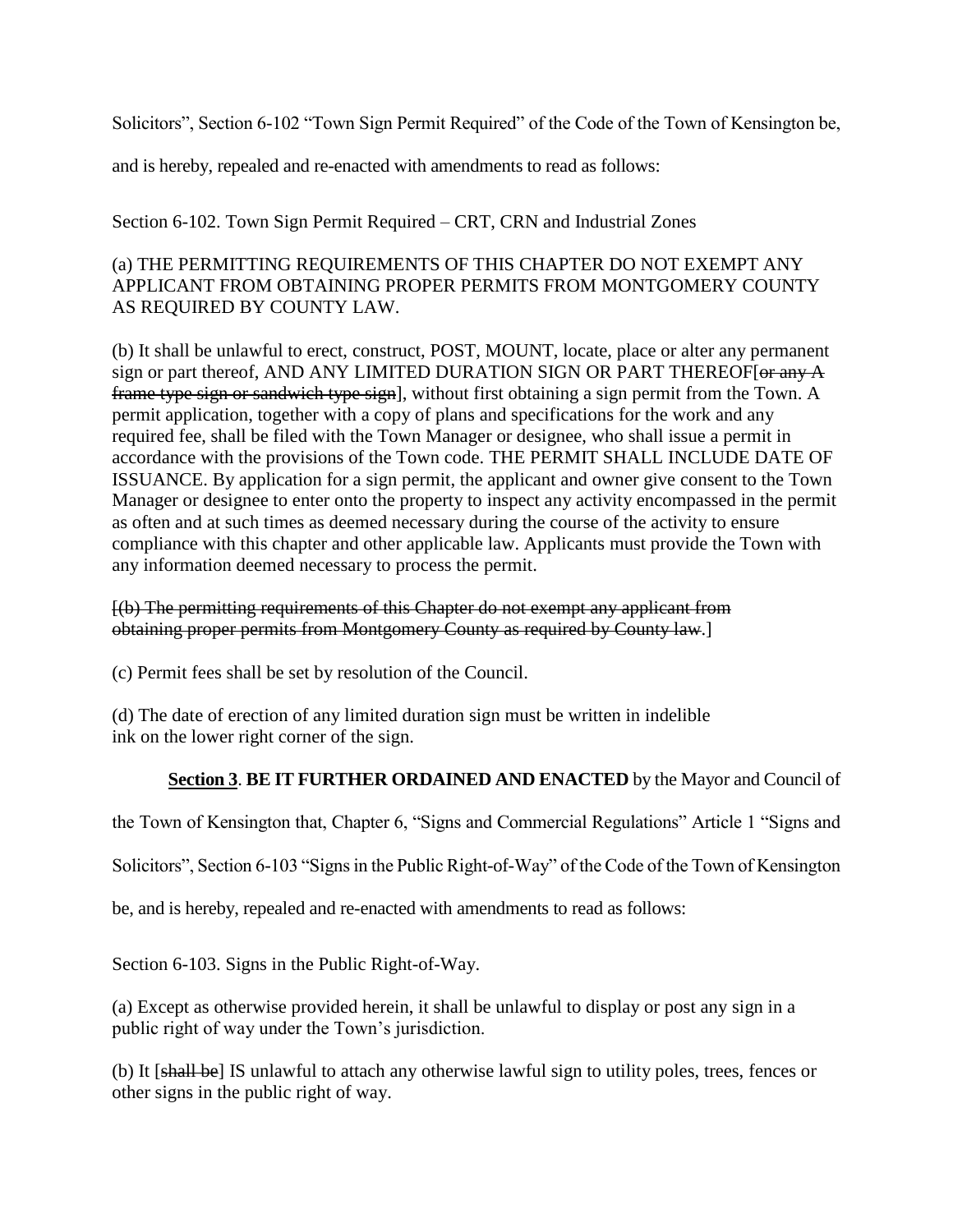Solicitors", Section 6-102 "Town Sign Permit Required" of the Code of the Town of Kensington be, and is hereby, repealed and re-enacted with amendments to read as follows:

Section 6-102. Town Sign Permit Required – CRT, CRN and Industrial Zones

(a) THE PERMITTING REQUIREMENTS OF THIS CHAPTER DO NOT EXEMPT ANY APPLICANT FROM OBTAINING PROPER PERMITS FROM MONTGOMERY COUNTY AS REQUIRED BY COUNTY LAW.

(b) It shall be unlawful to erect, construct, POST, MOUNT, locate, place or alter any permanent sign or part thereof, AND ANY LIMITED DURATION SIGN OR PART THEREOF[~~or any A frame type sign or sandwich type sign~~], without first obtaining a sign permit from the Town. A permit application, together with a copy of plans and specifications for the work and any required fee, shall be filed with the Town Manager or designee, who shall issue a permit in accordance with the provisions of the Town code. THE PERMIT SHALL INCLUDE DATE OF ISSUANCE. By application for a sign permit, the applicant and owner give consent to the Town Manager or designee to enter onto the property to inspect any activity encompassed in the permit as often and at such times as deemed necessary during the course of the activity to ensure compliance with this chapter and other applicable law. Applicants must provide the Town with any information deemed necessary to process the permit.

[~~(b) The permitting requirements of this Chapter do not exempt any applicant from obtaining proper permits from Montgomery County as required by County law.~~]

(c) Permit fees shall be set by resolution of the Council.

(d) The date of erection of any limited duration sign must be written in indelible ink on the lower right corner of the sign.

**Section 3**. **BE IT FURTHER ORDAINED AND ENACTED** by the Mayor and Council of the Town of Kensington that, Chapter 6, "Signs and Commercial Regulations" Article 1 "Signs and Solicitors", Section 6-103 "Signs in the Public Right-of-Way" of the Code of the Town of Kensington be, and is hereby, repealed and re-enacted with amendments to read as follows:

Section 6-103. Signs in the Public Right-of-Way.

(a) Except as otherwise provided herein, it shall be unlawful to display or post any sign in a public right of way under the Town's jurisdiction.

(b) It [~~shall be~~] IS unlawful to attach any otherwise lawful sign to utility poles, trees, fences or other signs in the public right of way.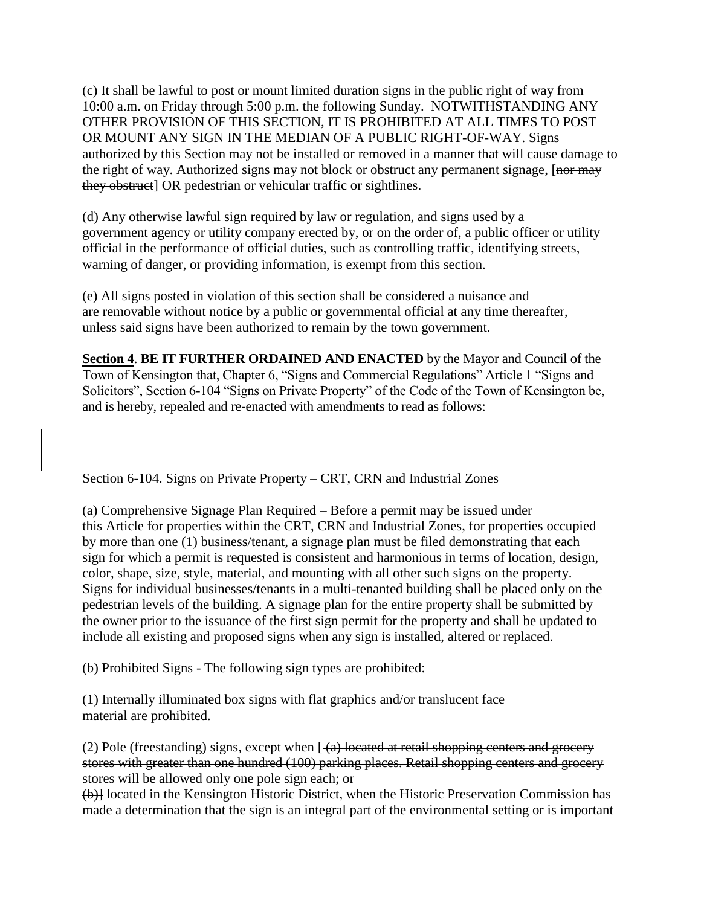(c) It shall be lawful to post or mount limited duration signs in the public right of way from 10:00 a.m. on Friday through 5:00 p.m. the following Sunday. NOTWITHSTANDING ANY OTHER PROVISION OF THIS SECTION, IT IS PROHIBITED AT ALL TIMES TO POST OR MOUNT ANY SIGN IN THE MEDIAN OF A PUBLIC RIGHT-OF-WAY. Signs authorized by this Section may not be installed or removed in a manner that will cause damage to the right of way. Authorized signs may not block or obstruct any permanent signage, [~~nor may they obstruct~~] OR pedestrian or vehicular traffic or sightlines.

(d) Any otherwise lawful sign required by law or regulation, and signs used by a government agency or utility company erected by, or on the order of, a public officer or utility official in the performance of official duties, such as controlling traffic, identifying streets, warning of danger, or providing information, is exempt from this section.

(e) All signs posted in violation of this section shall be considered a nuisance and are removable without notice by a public or governmental official at any time thereafter, unless said signs have been authorized to remain by the town government.

**Section 4**. **BE IT FURTHER ORDAINED AND ENACTED** by the Mayor and Council of the Town of Kensington that, Chapter 6, "Signs and Commercial Regulations" Article 1 "Signs and Solicitors", Section 6-104 "Signs on Private Property" of the Code of the Town of Kensington be, and is hereby, repealed and re-enacted with amendments to read as follows:

Section 6-104. Signs on Private Property – CRT, CRN and Industrial Zones

(a) Comprehensive Signage Plan Required – Before a permit may be issued under this Article for properties within the CRT, CRN and Industrial Zones, for properties occupied by more than one (1) business/tenant, a signage plan must be filed demonstrating that each sign for which a permit is requested is consistent and harmonious in terms of location, design, color, shape, size, style, material, and mounting with all other such signs on the property. Signs for individual businesses/tenants in a multi-tenanted building shall be placed only on the pedestrian levels of the building. A signage plan for the entire property shall be submitted by the owner prior to the issuance of the first sign permit for the property and shall be updated to include all existing and proposed signs when any sign is installed, altered or replaced.

(b) Prohibited Signs - The following sign types are prohibited:

(1) Internally illuminated box signs with flat graphics and/or translucent face material are prohibited.

(2) Pole (freestanding) signs, except when [~~(a) located at retail shopping centers and grocery stores with greater than one hundred (100) parking places. Retail shopping centers and grocery stores will be allowed only one pole sign each; or~~
~~(b)~~] located in the Kensington Historic District, when the Historic Preservation Commission has made a determination that the sign is an integral part of the environmental setting or is important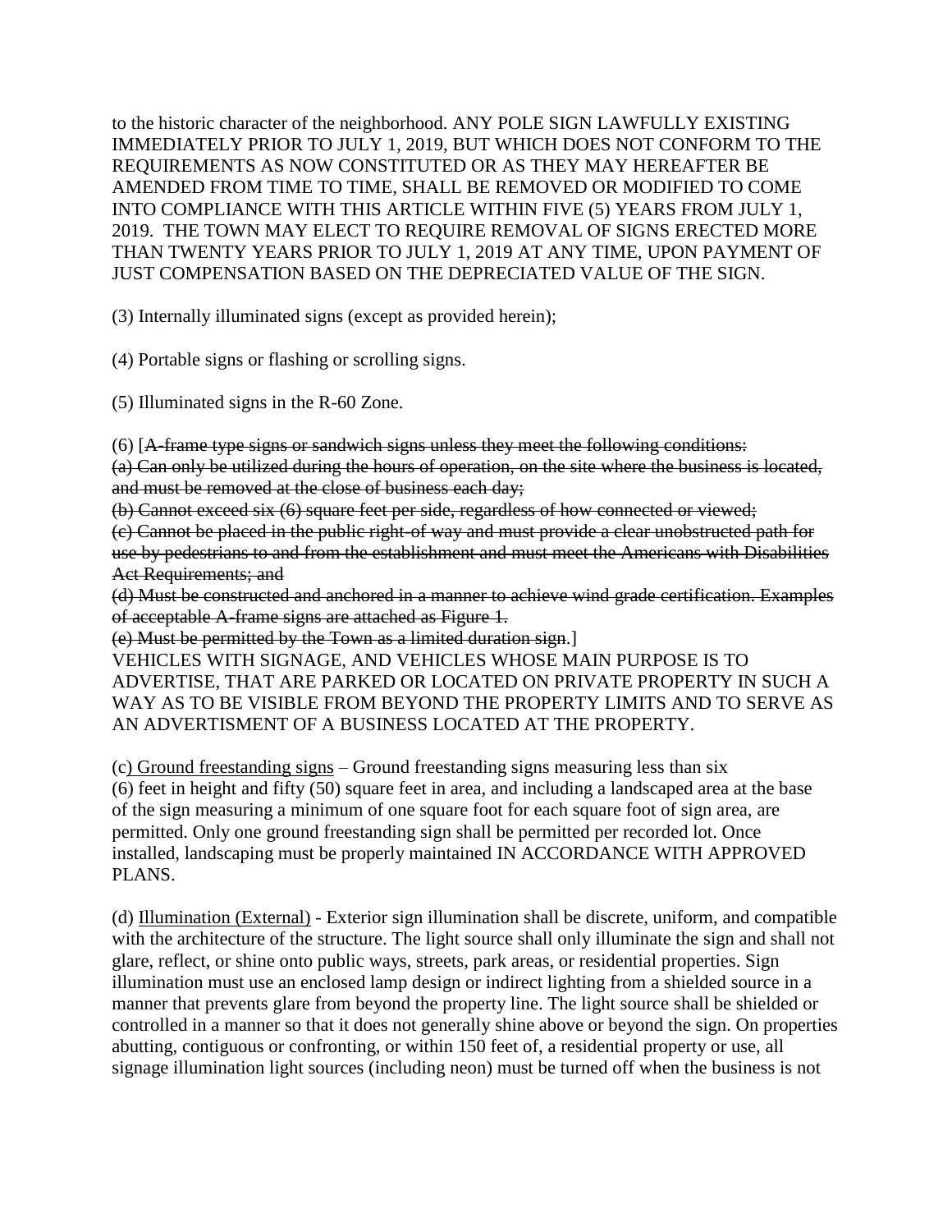to the historic character of the neighborhood. ANY POLE SIGN LAWFULLY EXISTING IMMEDIATELY PRIOR TO JULY 1, 2019, BUT WHICH DOES NOT CONFORM TO THE REQUIREMENTS AS NOW CONSTITUTED OR AS THEY MAY HEREAFTER BE AMENDED FROM TIME TO TIME, SHALL BE REMOVED OR MODIFIED TO COME INTO COMPLIANCE WITH THIS ARTICLE WITHIN FIVE (5) YEARS FROM JULY 1, 2019. THE TOWN MAY ELECT TO REQUIRE REMOVAL OF SIGNS ERECTED MORE THAN TWENTY YEARS PRIOR TO JULY 1, 2019 AT ANY TIME, UPON PAYMENT OF JUST COMPENSATION BASED ON THE DEPRECIATED VALUE OF THE SIGN.

(3) Internally illuminated signs (except as provided herein);

(4) Portable signs or flashing or scrolling signs.

(5) Illuminated signs in the R-60 Zone.

(6) [~~A-frame type signs or sandwich signs unless they meet the following conditions:~~
~~(a) Can only be utilized during the hours of operation, on the site where the business is located, and must be removed at the close of business each day;~~
~~(b) Cannot exceed six (6) square feet per side, regardless of how connected or viewed;~~
~~(c) Cannot be placed in the public right-of way and must provide a clear unobstructed path for use by pedestrians to and from the establishment and must meet the Americans with Disabilities Act Requirements; and~~
~~(d) Must be constructed and anchored in a manner to achieve wind grade certification. Examples of acceptable A-frame signs are attached as Figure 1.~~
~~(e) Must be permitted by the Town as a limited duration sign.~~]
VEHICLES WITH SIGNAGE, AND VEHICLES WHOSE MAIN PURPOSE IS TO ADVERTISE, THAT ARE PARKED OR LOCATED ON PRIVATE PROPERTY IN SUCH A WAY AS TO BE VISIBLE FROM BEYOND THE PROPERTY LIMITS AND TO SERVE AS AN ADVERTISMENT OF A BUSINESS LOCATED AT THE PROPERTY.

(c) <u>Ground freestanding signs</u> – Ground freestanding signs measuring less than six (6) feet in height and fifty (50) square feet in area, and including a landscaped area at the base of the sign measuring a minimum of one square foot for each square foot of sign area, are permitted. Only one ground freestanding sign shall be permitted per recorded lot. Once installed, landscaping must be properly maintained IN ACCORDANCE WITH APPROVED PLANS.

(d) <u>Illumination (External)</u> - Exterior sign illumination shall be discrete, uniform, and compatible with the architecture of the structure. The light source shall only illuminate the sign and shall not glare, reflect, or shine onto public ways, streets, park areas, or residential properties. Sign illumination must use an enclosed lamp design or indirect lighting from a shielded source in a manner that prevents glare from beyond the property line. The light source shall be shielded or controlled in a manner so that it does not generally shine above or beyond the sign. On properties abutting, contiguous or confronting, or within 150 feet of, a residential property or use, all signage illumination light sources (including neon) must be turned off when the business is not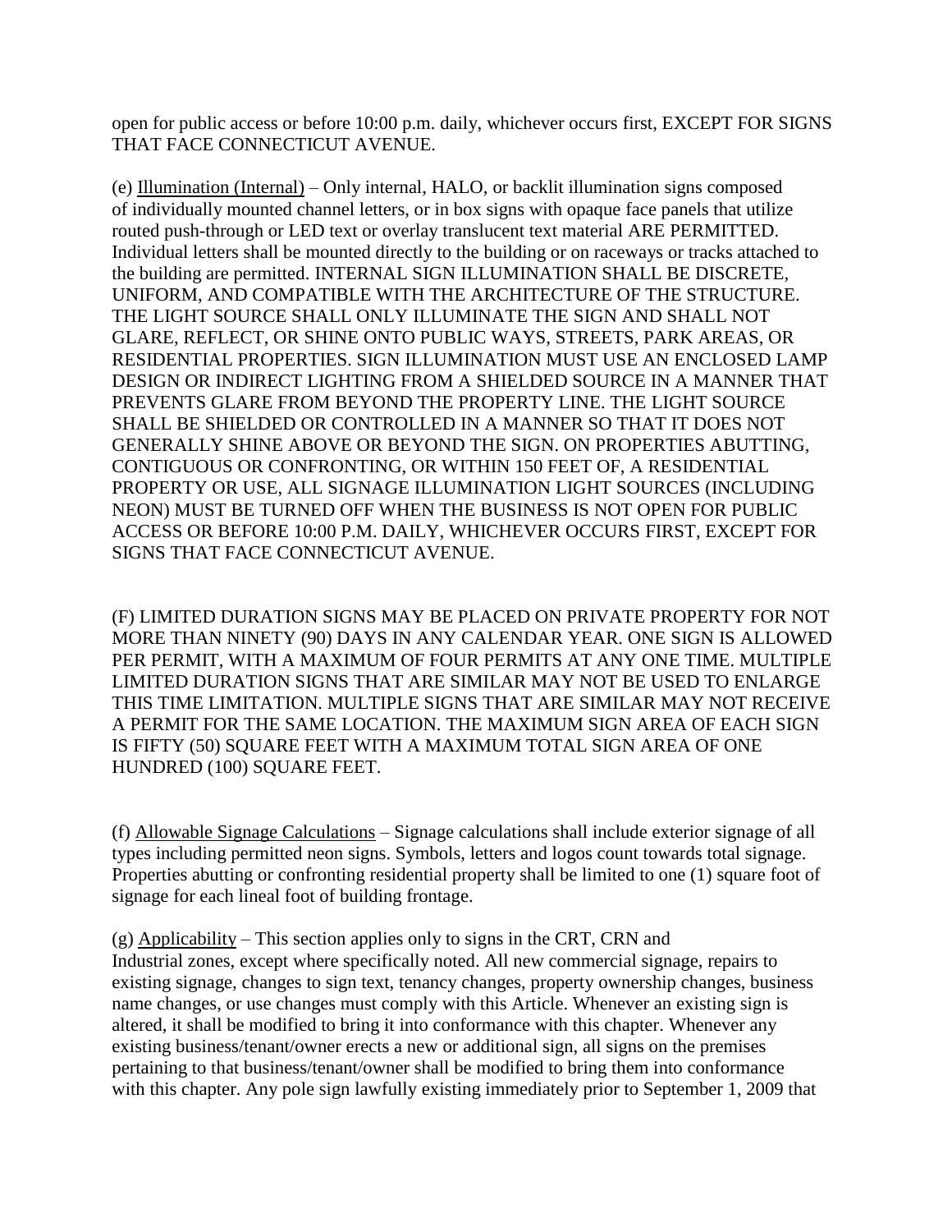open for public access or before 10:00 p.m. daily, whichever occurs first, EXCEPT FOR SIGNS THAT FACE CONNECTICUT AVENUE.

(e) Illumination (Internal) – Only internal, HALO, or backlit illumination signs composed of individually mounted channel letters, or in box signs with opaque face panels that utilize routed push-through or LED text or overlay translucent text material ARE PERMITTED. Individual letters shall be mounted directly to the building or on raceways or tracks attached to the building are permitted. INTERNAL SIGN ILLUMINATION SHALL BE DISCRETE, UNIFORM, AND COMPATIBLE WITH THE ARCHITECTURE OF THE STRUCTURE. THE LIGHT SOURCE SHALL ONLY ILLUMINATE THE SIGN AND SHALL NOT GLARE, REFLECT, OR SHINE ONTO PUBLIC WAYS, STREETS, PARK AREAS, OR RESIDENTIAL PROPERTIES. SIGN ILLUMINATION MUST USE AN ENCLOSED LAMP DESIGN OR INDIRECT LIGHTING FROM A SHIELDED SOURCE IN A MANNER THAT PREVENTS GLARE FROM BEYOND THE PROPERTY LINE. THE LIGHT SOURCE SHALL BE SHIELDED OR CONTROLLED IN A MANNER SO THAT IT DOES NOT GENERALLY SHINE ABOVE OR BEYOND THE SIGN. ON PROPERTIES ABUTTING, CONTIGUOUS OR CONFRONTING, OR WITHIN 150 FEET OF, A RESIDENTIAL PROPERTY OR USE, ALL SIGNAGE ILLUMINATION LIGHT SOURCES (INCLUDING NEON) MUST BE TURNED OFF WHEN THE BUSINESS IS NOT OPEN FOR PUBLIC ACCESS OR BEFORE 10:00 P.M. DAILY, WHICHEVER OCCURS FIRST, EXCEPT FOR SIGNS THAT FACE CONNECTICUT AVENUE.

(F) LIMITED DURATION SIGNS MAY BE PLACED ON PRIVATE PROPERTY FOR NOT MORE THAN NINETY (90) DAYS IN ANY CALENDAR YEAR. ONE SIGN IS ALLOWED PER PERMIT, WITH A MAXIMUM OF FOUR PERMITS AT ANY ONE TIME. MULTIPLE LIMITED DURATION SIGNS THAT ARE SIMILAR MAY NOT BE USED TO ENLARGE THIS TIME LIMITATION. MULTIPLE SIGNS THAT ARE SIMILAR MAY NOT RECEIVE A PERMIT FOR THE SAME LOCATION. THE MAXIMUM SIGN AREA OF EACH SIGN IS FIFTY (50) SQUARE FEET WITH A MAXIMUM TOTAL SIGN AREA OF ONE HUNDRED (100) SQUARE FEET.

(f) Allowable Signage Calculations – Signage calculations shall include exterior signage of all types including permitted neon signs. Symbols, letters and logos count towards total signage. Properties abutting or confronting residential property shall be limited to one (1) square foot of signage for each lineal foot of building frontage.

(g) Applicability – This section applies only to signs in the CRT, CRN and Industrial zones, except where specifically noted. All new commercial signage, repairs to existing signage, changes to sign text, tenancy changes, property ownership changes, business name changes, or use changes must comply with this Article. Whenever an existing sign is altered, it shall be modified to bring it into conformance with this chapter. Whenever any existing business/tenant/owner erects a new or additional sign, all signs on the premises pertaining to that business/tenant/owner shall be modified to bring them into conformance with this chapter. Any pole sign lawfully existing immediately prior to September 1, 2009 that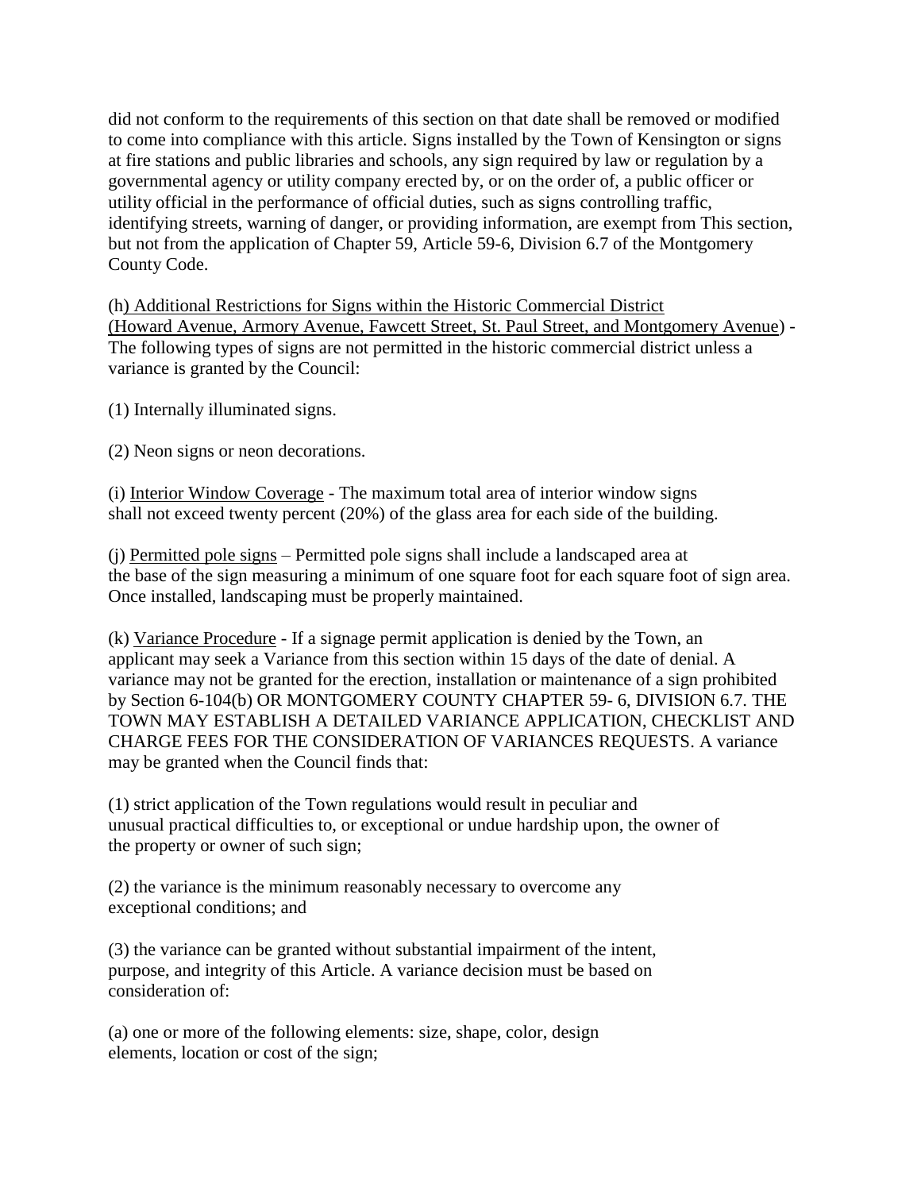did not conform to the requirements of this section on that date shall be removed or modified to come into compliance with this article. Signs installed by the Town of Kensington or signs at fire stations and public libraries and schools, any sign required by law or regulation by a governmental agency or utility company erected by, or on the order of, a public officer or utility official in the performance of official duties, such as signs controlling traffic, identifying streets, warning of danger, or providing information, are exempt from This section, but not from the application of Chapter 59, Article 59-6, Division 6.7 of the Montgomery County Code.

(h) Additional Restrictions for Signs within the Historic Commercial District (Howard Avenue, Armory Avenue, Fawcett Street, St. Paul Street, and Montgomery Avenue) - The following types of signs are not permitted in the historic commercial district unless a variance is granted by the Council:

(1) Internally illuminated signs.

(2) Neon signs or neon decorations.

(i) Interior Window Coverage - The maximum total area of interior window signs shall not exceed twenty percent (20%) of the glass area for each side of the building.

(j) Permitted pole signs – Permitted pole signs shall include a landscaped area at the base of the sign measuring a minimum of one square foot for each square foot of sign area. Once installed, landscaping must be properly maintained.

(k) Variance Procedure - If a signage permit application is denied by the Town, an applicant may seek a Variance from this section within 15 days of the date of denial. A variance may not be granted for the erection, installation or maintenance of a sign prohibited by Section 6-104(b) OR MONTGOMERY COUNTY CHAPTER 59- 6, DIVISION 6.7. THE TOWN MAY ESTABLISH A DETAILED VARIANCE APPLICATION, CHECKLIST AND CHARGE FEES FOR THE CONSIDERATION OF VARIANCES REQUESTS. A variance may be granted when the Council finds that:

(1) strict application of the Town regulations would result in peculiar and unusual practical difficulties to, or exceptional or undue hardship upon, the owner of the property or owner of such sign;

(2) the variance is the minimum reasonably necessary to overcome any exceptional conditions; and

(3) the variance can be granted without substantial impairment of the intent, purpose, and integrity of this Article. A variance decision must be based on consideration of:

(a) one or more of the following elements: size, shape, color, design elements, location or cost of the sign;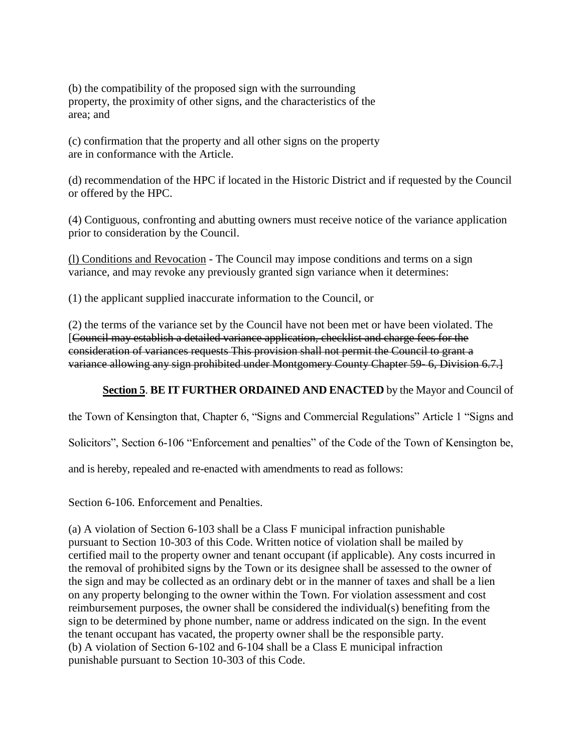(b) the compatibility of the proposed sign with the surrounding property, the proximity of other signs, and the characteristics of the area; and

(c) confirmation that the property and all other signs on the property are in conformance with the Article.

(d) recommendation of the HPC if located in the Historic District and if requested by the Council or offered by the HPC.

(4) Contiguous, confronting and abutting owners must receive notice of the variance application prior to consideration by the Council.

<u>(l) Conditions and Revocation</u> - The Council may impose conditions and terms on a sign variance, and may revoke any previously granted sign variance when it determines:

(1) the applicant supplied inaccurate information to the Council, or

(2) the terms of the variance set by the Council have not been met or have been violated. The [~~Council may establish a detailed variance application, checklist and charge fees for the consideration of variances requests This provision shall not permit the Council to grant a variance allowing any sign prohibited under Montgomery County Chapter 59- 6, Division 6.7.~~]

**<u>Section 5</u>**. **BE IT FURTHER ORDAINED AND ENACTED** by the Mayor and Council of the Town of Kensington that, Chapter 6, "Signs and Commercial Regulations" Article 1 "Signs and Solicitors", Section 6-106 "Enforcement and penalties" of the Code of the Town of Kensington be, and is hereby, repealed and re-enacted with amendments to read as follows:

Section 6-106. Enforcement and Penalties.

(a) A violation of Section 6-103 shall be a Class F municipal infraction punishable pursuant to Section 10-303 of this Code. Written notice of violation shall be mailed by certified mail to the property owner and tenant occupant (if applicable). Any costs incurred in the removal of prohibited signs by the Town or its designee shall be assessed to the owner of the sign and may be collected as an ordinary debt or in the manner of taxes and shall be a lien on any property belonging to the owner within the Town. For violation assessment and cost reimbursement purposes, the owner shall be considered the individual(s) benefiting from the sign to be determined by phone number, name or address indicated on the sign. In the event the tenant occupant has vacated, the property owner shall be the responsible party.
(b) A violation of Section 6-102 and 6-104 shall be a Class E municipal infraction punishable pursuant to Section 10-303 of this Code.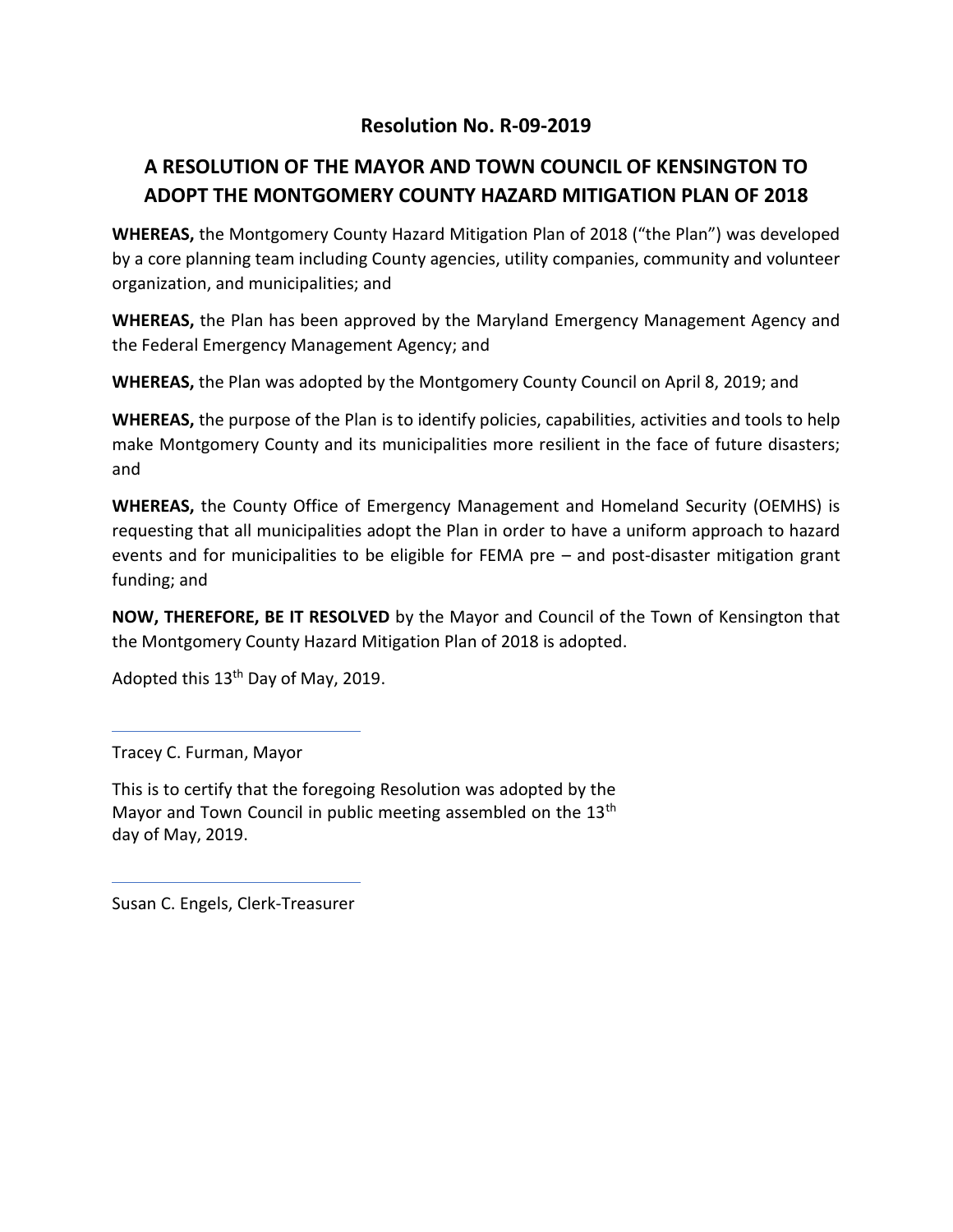## Resolution No. R-09-2019

## A RESOLUTION OF THE MAYOR AND TOWN COUNCIL OF KENSINGTON TO ADOPT THE MONTGOMERY COUNTY HAZARD MITIGATION PLAN OF 2018

**WHEREAS,** the Montgomery County Hazard Mitigation Plan of 2018 ("the Plan") was developed by a core planning team including County agencies, utility companies, community and volunteer organization, and municipalities; and

**WHEREAS,** the Plan has been approved by the Maryland Emergency Management Agency and the Federal Emergency Management Agency; and

**WHEREAS,** the Plan was adopted by the Montgomery County Council on April 8, 2019; and

**WHEREAS,** the purpose of the Plan is to identify policies, capabilities, activities and tools to help make Montgomery County and its municipalities more resilient in the face of future disasters; and

**WHEREAS,** the County Office of Emergency Management and Homeland Security (OEMHS) is requesting that all municipalities adopt the Plan in order to have a uniform approach to hazard events and for municipalities to be eligible for FEMA pre – and post-disaster mitigation grant funding; and

**NOW, THEREFORE, BE IT RESOLVED** by the Mayor and Council of the Town of Kensington that the Montgomery County Hazard Mitigation Plan of 2018 is adopted.

Adopted this 13th Day of May, 2019.

\_\_\_\_\_\_\_\_\_\_\_\_\_\_\_\_\_\_\_\_\_\_\_\_\_\_\_\_

Tracey C. Furman, Mayor

This is to certify that the foregoing Resolution was adopted by the Mayor and Town Council in public meeting assembled on the 13th day of May, 2019.

\_\_\_\_\_\_\_\_\_\_\_\_\_\_\_\_\_\_\_\_\_\_\_\_\_\_\_\_

Susan C. Engels, Clerk-Treasurer